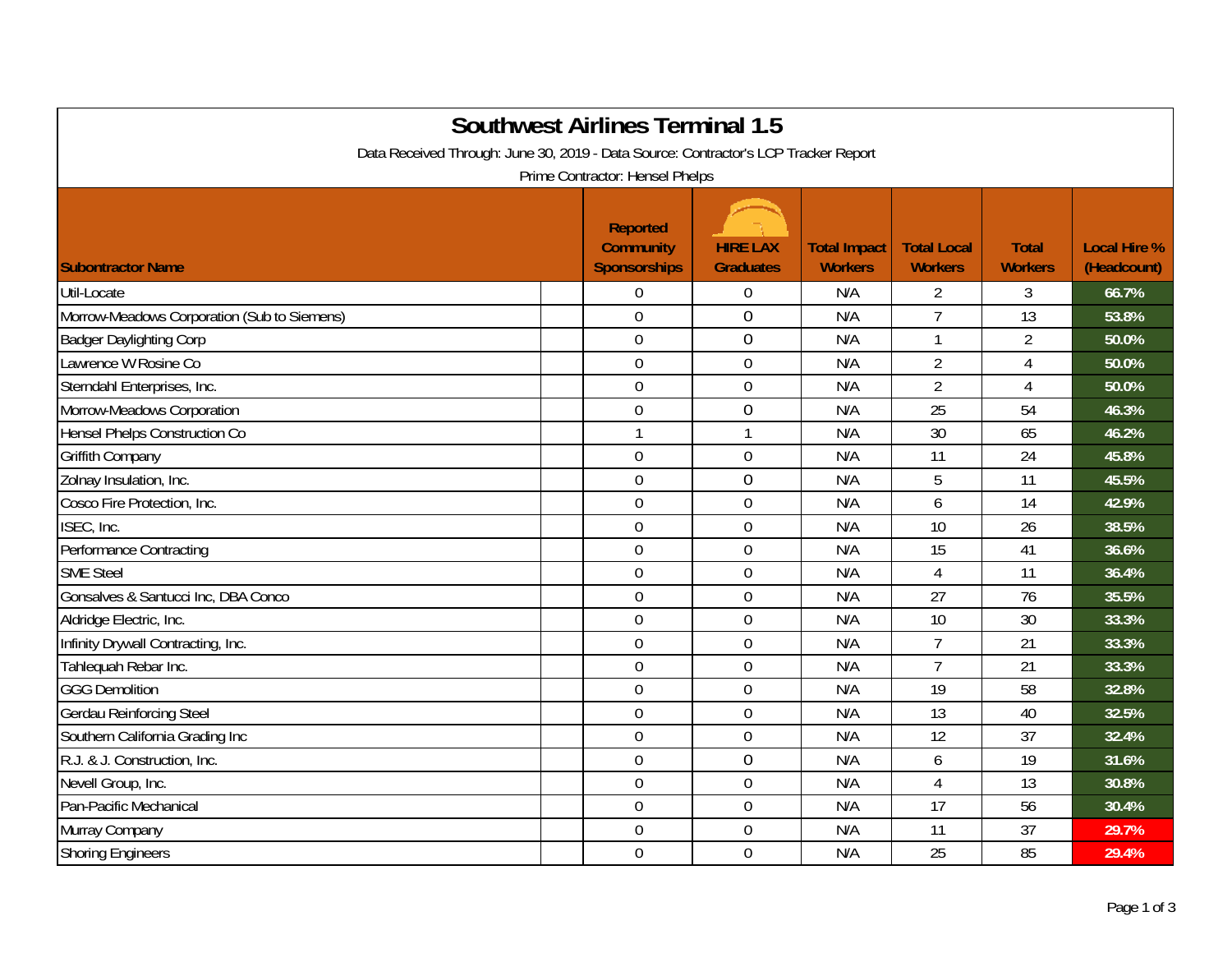# Southwest Airlines Terminal 1.5

Data Received Through: June 30, 2019 - Data Source: Contractor's LCP Tracker Report

Prime Contractor: Hensel Phelps

| Subontractor Name | Reported Community Sponsorships | HIRE LAX Graduates | Total Impact Workers | Total Local Workers | Total Workers | Local Hire % (Headcount) |
|---|---|---|---|---|---|---|
| Util-Locate | 0 | 0 | N/A | 2 | 3 | 66.7% |
| Morrow-Meadows Corporation (Sub to Siemens) | 0 | 0 | N/A | 7 | 13 | 53.8% |
| Badger Daylighting Corp | 0 | 0 | N/A | 1 | 2 | 50.0% |
| Lawrence W Rosine Co | 0 | 0 | N/A | 2 | 4 | 50.0% |
| Sterndahl Enterprises, Inc. | 0 | 0 | N/A | 2 | 4 | 50.0% |
| Morrow-Meadows Corporation | 0 | 0 | N/A | 25 | 54 | 46.3% |
| Hensel Phelps Construction Co | 1 | 1 | N/A | 30 | 65 | 46.2% |
| Griffith Company | 0 | 0 | N/A | 11 | 24 | 45.8% |
| Zolnay Insulation, Inc. | 0 | 0 | N/A | 5 | 11 | 45.5% |
| Cosco Fire Protection, Inc. | 0 | 0 | N/A | 6 | 14 | 42.9% |
| ISEC, Inc. | 0 | 0 | N/A | 10 | 26 | 38.5% |
| Performance Contracting | 0 | 0 | N/A | 15 | 41 | 36.6% |
| SME Steel | 0 | 0 | N/A | 4 | 11 | 36.4% |
| Gonsalves & Santucci Inc, DBA Conco | 0 | 0 | N/A | 27 | 76 | 35.5% |
| Aldridge Electric, Inc. | 0 | 0 | N/A | 10 | 30 | 33.3% |
| Infinity Drywall Contracting, Inc. | 0 | 0 | N/A | 7 | 21 | 33.3% |
| Tahlequah Rebar Inc. | 0 | 0 | N/A | 7 | 21 | 33.3% |
| GGG Demolition | 0 | 0 | N/A | 19 | 58 | 32.8% |
| Gerdau Reinforcing Steel | 0 | 0 | N/A | 13 | 40 | 32.5% |
| Southern California Grading Inc | 0 | 0 | N/A | 12 | 37 | 32.4% |
| R.J. & J. Construction, Inc. | 0 | 0 | N/A | 6 | 19 | 31.6% |
| Nevell Group, Inc. | 0 | 0 | N/A | 4 | 13 | 30.8% |
| Pan-Pacific Mechanical | 0 | 0 | N/A | 17 | 56 | 30.4% |
| Murray Company | 0 | 0 | N/A | 11 | 37 | 29.7% |
| Shoring Engineers | 0 | 0 | N/A | 25 | 85 | 29.4% |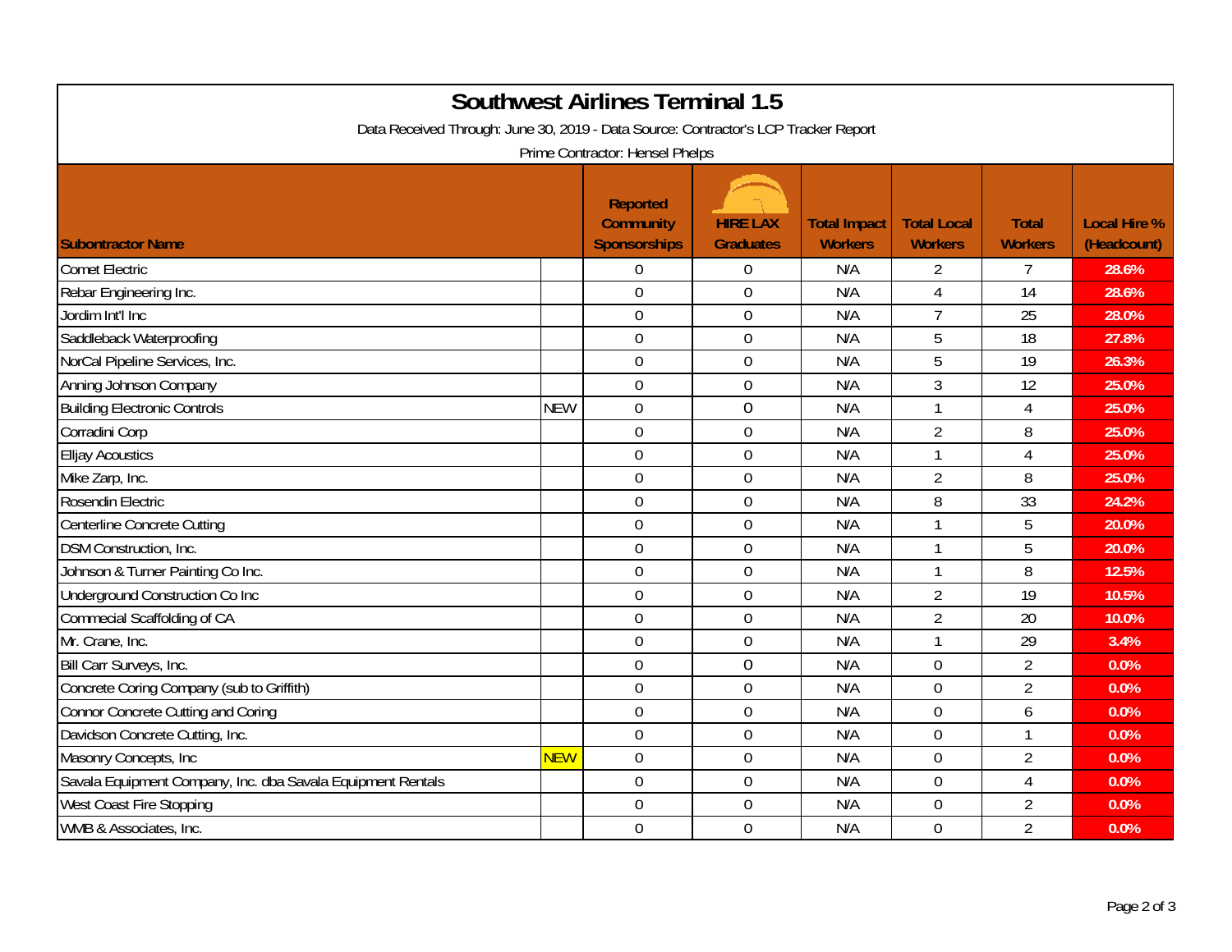# Southwest Airlines Terminal 1.5

Data Received Through: June 30, 2019 - Data Source: Contractor's LCP Tracker Report

Prime Contractor: Hensel Phelps

| Subontractor Name | | Reported Community Sponsorships | HIRE LAX Graduates | Total Impact Workers | Total Local Workers | Total Workers | Local Hire % (Headcount) |
|---|---|---|---|---|---|---|---|
| Comet Electric | | 0 | 0 | N/A | 2 | 7 | 28.6% |
| Rebar Engineering Inc. | | 0 | 0 | N/A | 4 | 14 | 28.6% |
| Jordim Int'l Inc | | 0 | 0 | N/A | 7 | 25 | 28.0% |
| Saddleback Waterproofing | | 0 | 0 | N/A | 5 | 18 | 27.8% |
| NorCal Pipeline Services, Inc. | | 0 | 0 | N/A | 5 | 19 | 26.3% |
| Anning Johnson Company | | 0 | 0 | N/A | 3 | 12 | 25.0% |
| Building Electronic Controls | NEW | 0 | 0 | N/A | 1 | 4 | 25.0% |
| Corradini Corp | | 0 | 0 | N/A | 2 | 8 | 25.0% |
| Elljay Acoustics | | 0 | 0 | N/A | 1 | 4 | 25.0% |
| Mike Zarp, Inc. | | 0 | 0 | N/A | 2 | 8 | 25.0% |
| Rosendin Electric | | 0 | 0 | N/A | 8 | 33 | 24.2% |
| Centerline Concrete Cutting | | 0 | 0 | N/A | 1 | 5 | 20.0% |
| DSM Construction, Inc. | | 0 | 0 | N/A | 1 | 5 | 20.0% |
| Johnson & Turner Painting Co Inc. | | 0 | 0 | N/A | 1 | 8 | 12.5% |
| Underground Construction Co Inc | | 0 | 0 | N/A | 2 | 19 | 10.5% |
| Commecial Scaffolding of CA | | 0 | 0 | N/A | 2 | 20 | 10.0% |
| Mr. Crane, Inc. | | 0 | 0 | N/A | 1 | 29 | 3.4% |
| Bill Carr Surveys, Inc. | | 0 | 0 | N/A | 0 | 2 | 0.0% |
| Concrete Coring Company (sub to Griffith) | | 0 | 0 | N/A | 0 | 2 | 0.0% |
| Connor Concrete Cutting and Coring | | 0 | 0 | N/A | 0 | 6 | 0.0% |
| Davidson Concrete Cutting, Inc. | | 0 | 0 | N/A | 0 | 1 | 0.0% |
| Masonry Concepts, Inc | NEW | 0 | 0 | N/A | 0 | 2 | 0.0% |
| Savala Equipment Company, Inc. dba Savala Equipment Rentals | | 0 | 0 | N/A | 0 | 4 | 0.0% |
| West Coast Fire Stopping | | 0 | 0 | N/A | 0 | 2 | 0.0% |
| WMB & Associates, Inc. | | 0 | 0 | N/A | 0 | 2 | 0.0% |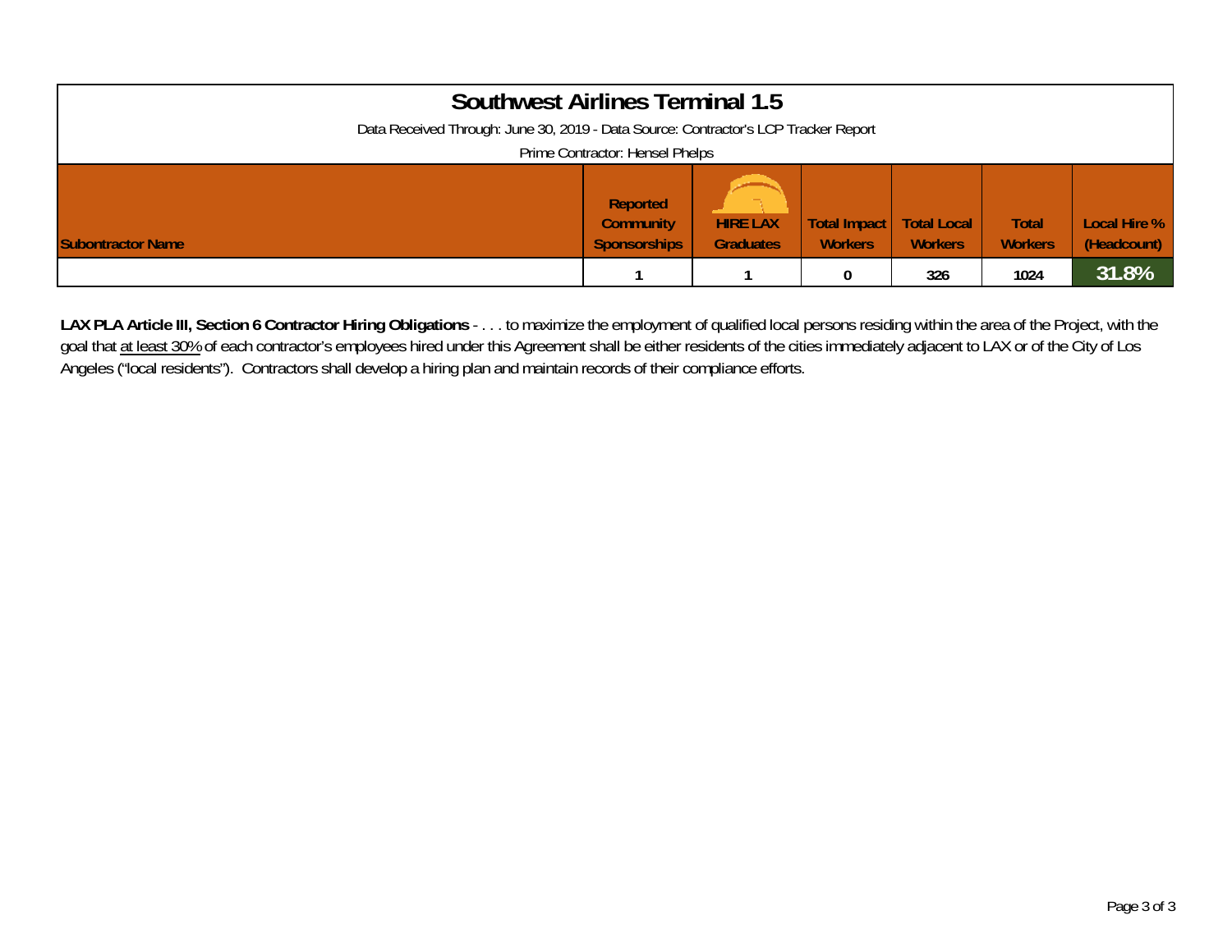# Southwest Airlines Terminal 1.5

Data Received Through: June 30, 2019 - Data Source: Contractor's LCP Tracker Report

Prime Contractor: Hensel Phelps

| Subcontractor Name | Reported Community Sponsorships | HIRE LAX Graduates | Total Impact Workers | Total Local Workers | Total Workers | Local Hire % (Headcount) |
|---|---|---|---|---|---|---|
| | 1 | 1 | 0 | 326 | 1024 | 31.8% |

**LAX PLA Article III, Section 6 Contractor Hiring Obligations** - . . . to maximize the employment of qualified local persons residing within the area of the Project, with the goal that at least 30% of each contractor's employees hired under this Agreement shall be either residents of the cities immediately adjacent to LAX or of the City of Los Angeles ("local residents"). Contractors shall develop a hiring plan and maintain records of their compliance efforts.